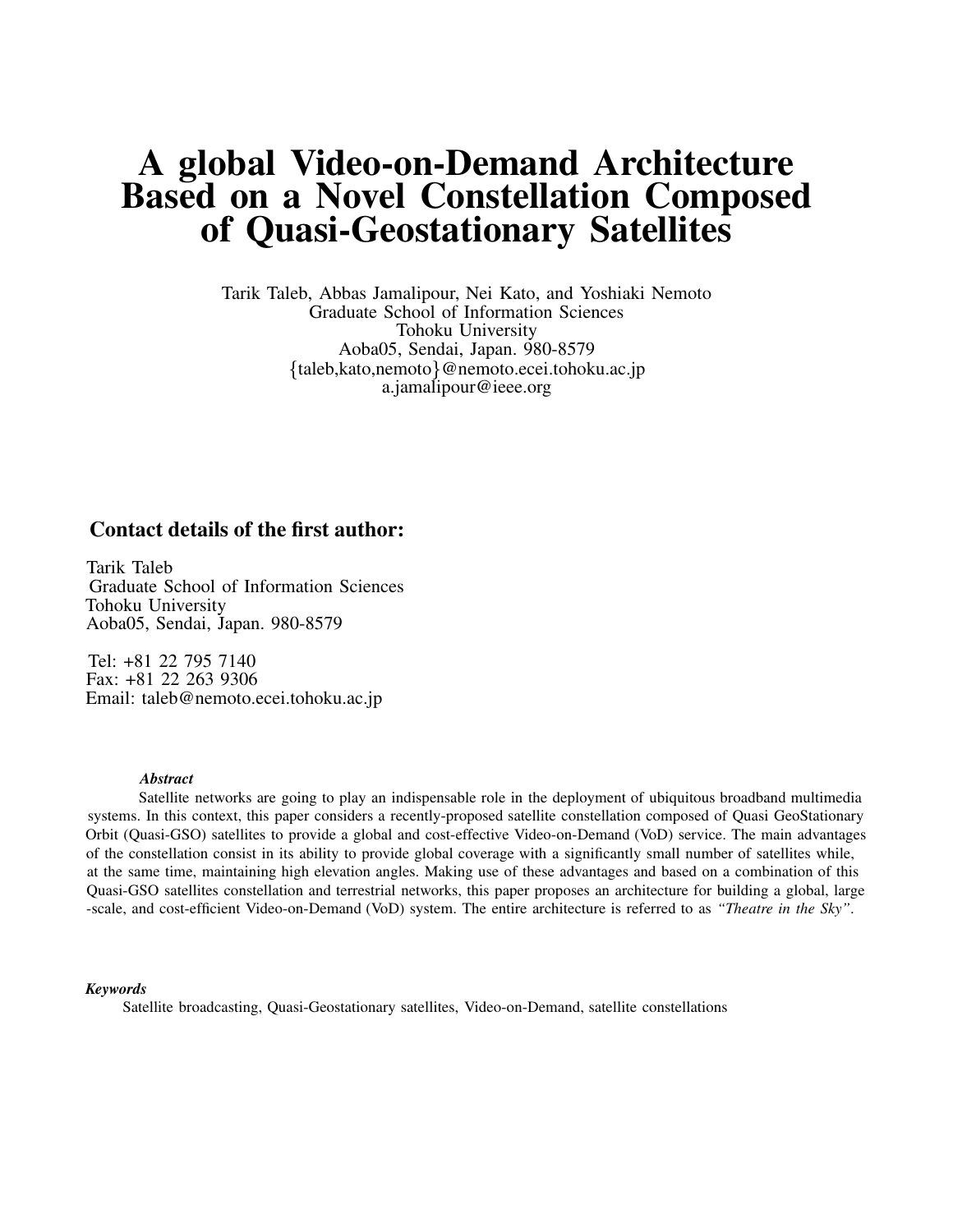# A global Video-on-Demand Architecture Based on a Novel Constellation Composed of Quasi-Geostationary Satellites

Tarik Taleb, Abbas Jamalipour, Nei Kato, and Yoshiaki Nemoto
Graduate School of Information Sciences
Tohoku University
Aoba05, Sendai, Japan. 980-8579
{taleb,kato,nemoto}@nemoto.ecei.tohoku.ac.jp
a.jamalipour@ieee.org

## Contact details of the first author:

Tarik Taleb
Graduate School of Information Sciences
Tohoku University
Aoba05, Sendai, Japan. 980-8579

Tel: +81 22 795 7140
Fax: +81 22 263 9306
Email: taleb@nemoto.ecei.tohoku.ac.jp

***Abstract***

Satellite networks are going to play an indispensable role in the deployment of ubiquitous broadband multimedia systems. In this context, this paper considers a recently-proposed satellite constellation composed of Quasi GeoStationary Orbit (Quasi-GSO) satellites to provide a global and cost-effective Video-on-Demand (VoD) service. The main advantages of the constellation consist in its ability to provide global coverage with a significantly small number of satellites while, at the same time, maintaining high elevation angles. Making use of these advantages and based on a combination of this Quasi-GSO satellites constellation and terrestrial networks, this paper proposes an architecture for building a global, large -scale, and cost-efficient Video-on-Demand (VoD) system. The entire architecture is referred to as *"Theatre in the Sky"*.

***Keywords***

Satellite broadcasting, Quasi-Geostationary satellites, Video-on-Demand, satellite constellations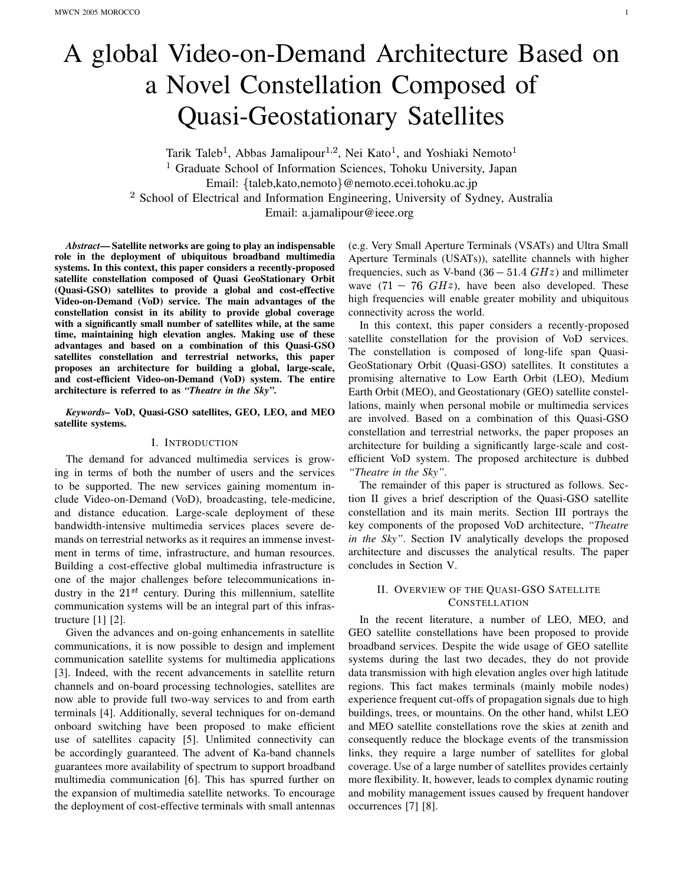# A global Video-on-Demand Architecture Based on a Novel Constellation Composed of Quasi-Geostationary Satellites

Tarik Taleb[1], Abbas Jamalipour[1,2], Nei Kato[1], and Yoshiaki Nemoto[1]

[1] Graduate School of Information Sciences, Tohoku University, Japan
Email: {taleb,kato,nemoto}@nemoto.ecei.tohoku.ac.jp

[2] School of Electrical and Information Engineering, University of Sydney, Australia
Email: a.jamalipour@ieee.org

***Abstract*— Satellite networks are going to play an indispensable role in the deployment of ubiquitous broadband multimedia systems. In this context, this paper considers a recently-proposed satellite constellation composed of Quasi GeoStationary Orbit (Quasi-GSO) satellites to provide a global and cost-effective Video-on-Demand (VoD) service. The main advantages of the constellation consist in its ability to provide global coverage with a significantly small number of satellites while, at the same time, maintaining high elevation angles. Making use of these advantages and based on a combination of this Quasi-GSO satellites constellation and terrestrial networks, this paper proposes an architecture for building a global, large-scale, and cost-efficient Video-on-Demand (VoD) system. The entire architecture is referred to as *"Theatre in the Sky"*.**

***Keywords*– VoD, Quasi-GSO satellites, GEO, LEO, and MEO satellite systems.**

## I. Introduction

The demand for advanced multimedia services is growing in terms of both the number of users and the services to be supported. The new services gaining momentum include Video-on-Demand (VoD), broadcasting, tele-medicine, and distance education. Large-scale deployment of these bandwidth-intensive multimedia services places severe demands on terrestrial networks as it requires an immense investment in terms of time, infrastructure, and human resources. Building a cost-effective global multimedia infrastructure is one of the major challenges before telecommunications industry in the $21^{st}$ century. During this millennium, satellite communication systems will be an integral part of this infrastructure [1] [2].

Given the advances and on-going enhancements in satellite communications, it is now possible to design and implement communication satellite systems for multimedia applications [3]. Indeed, with the recent advancements in satellite return channels and on-board processing technologies, satellites are now able to provide full two-way services to and from earth terminals [4]. Additionally, several techniques for on-demand onboard switching have been proposed to make efficient use of satellites capacity [5]. Unlimited connectivity can be accordingly guaranteed. The advent of Ka-band channels guarantees more availability of spectrum to support broadband multimedia communication [6]. This has spurred further on the expansion of multimedia satellite networks. To encourage the deployment of cost-effective terminals with small antennas (e.g. Very Small Aperture Terminals (VSATs) and Ultra Small Aperture Terminals (USATs)), satellite channels with higher frequencies, such as V-band ($36 - 51.4\ GHz$) and millimeter wave ($71 - 76\ GHz$), have been also developed. These high frequencies will enable greater mobility and ubiquitous connectivity across the world.

In this context, this paper considers a recently-proposed satellite constellation for the provision of VoD services. The constellation is composed of long-life span Quasi-GeoStationary Orbit (Quasi-GSO) satellites. It constitutes a promising alternative to Low Earth Orbit (LEO), Medium Earth Orbit (MEO), and Geostationary (GEO) satellite constellations, mainly when personal mobile or multimedia services are involved. Based on a combination of this Quasi-GSO constellation and terrestrial networks, the paper proposes an architecture for building a significantly large-scale and cost-efficient VoD system. The proposed architecture is dubbed *"Theatre in the Sky"*.

The remainder of this paper is structured as follows. Section II gives a brief description of the Quasi-GSO satellite constellation and its main merits. Section III portrays the key components of the proposed VoD architecture, *"Theatre in the Sky"*. Section IV analytically develops the proposed architecture and discusses the analytical results. The paper concludes in Section V.

## II. Overview of the Quasi-GSO Satellite Constellation

In the recent literature, a number of LEO, MEO, and GEO satellite constellations have been proposed to provide broadband services. Despite the wide usage of GEO satellite systems during the last two decades, they do not provide data transmission with high elevation angles over high latitude regions. This fact makes terminals (mainly mobile nodes) experience frequent cut-offs of propagation signals due to high buildings, trees, or mountains. On the other hand, whilst LEO and MEO satellite constellations rove the skies at zenith and consequently reduce the blockage events of the transmission links, they require a large number of satellites for global coverage. Use of a large number of satellites provides certainly more flexibility. It, however, leads to complex dynamic routing and mobility management issues caused by frequent handover occurrences [7] [8].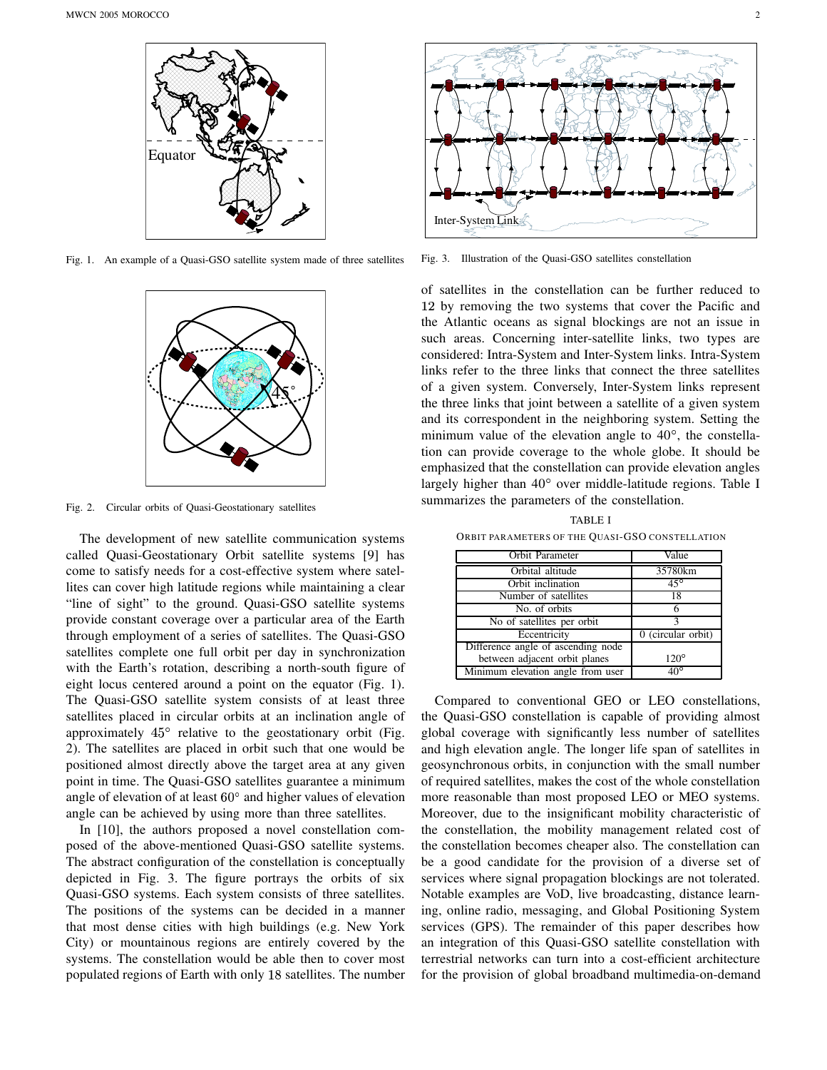Fig. 1. An example of a Quasi-GSO satellite system made of three satellites

Fig. 2. Circular orbits of Quasi-Geostationary satellites

The development of new satellite communication systems called Quasi-Geostationary Orbit satellite systems [9] has come to satisfy needs for a cost-effective system where satellites can cover high latitude regions while maintaining a clear "line of sight" to the ground. Quasi-GSO satellite systems provide constant coverage over a particular area of the Earth through employment of a series of satellites. The Quasi-GSO satellites complete one full orbit per day in synchronization with the Earth's rotation, describing a north-south figure of eight locus centered around a point on the equator (Fig. 1). The Quasi-GSO satellite system consists of at least three satellites placed in circular orbits at an inclination angle of approximately 45° relative to the geostationary orbit (Fig. 2). The satellites are placed in orbit such that one would be positioned almost directly above the target area at any given point in time. The Quasi-GSO satellites guarantee a minimum angle of elevation of at least 60° and higher values of elevation angle can be achieved by using more than three satellites.

In [10], the authors proposed a novel constellation composed of the above-mentioned Quasi-GSO satellite systems. The abstract configuration of the constellation is conceptually depicted in Fig. 3. The figure portrays the orbits of six Quasi-GSO systems. Each system consists of three satellites. The positions of the systems can be decided in a manner that most dense cities with high buildings (e.g. New York City) or mountainous regions are entirely covered by the systems. The constellation would be able then to cover most populated regions of Earth with only 18 satellites. The number of satellites in the constellation can be further reduced to 12 by removing the two systems that cover the Pacific and the Atlantic oceans as signal blockings are not an issue in such areas. Concerning inter-satellite links, two types are considered: Intra-System and Inter-System links. Intra-System links refer to the three links that connect the three satellites of a given system. Conversely, Inter-System links represent the three links that joint between a satellite of a given system and its correspondent in the neighboring system. Setting the minimum value of the elevation angle to 40°, the constellation can provide coverage to the whole globe. It should be emphasized that the constellation can provide elevation angles largely higher than 40° over middle-latitude regions. Table I summarizes the parameters of the constellation.

Fig. 3. Illustration of the Quasi-GSO satellites constellation

TABLE I

ORBIT PARAMETERS OF THE QUASI-GSO CONSTELLATION

| Orbit Parameter | Value |
|---|---|
| Orbital altitude | 35780km |
| Orbit inclination | 45° |
| Number of satellites | 18 |
| No. of orbits | 6 |
| No of satellites per orbit | 3 |
| Eccentricity | 0 (circular orbit) |
| Difference angle of ascending node between adjacent orbit planes | 120° |
| Minimum elevation angle from user | 40° |

Compared to conventional GEO or LEO constellations, the Quasi-GSO constellation is capable of providing almost global coverage with significantly less number of satellites and high elevation angle. The longer life span of satellites in geosynchronous orbits, in conjunction with the small number of required satellites, makes the cost of the whole constellation more reasonable than most proposed LEO or MEO systems. Moreover, due to the insignificant mobility characteristic of the constellation, the mobility management related cost of the constellation becomes cheaper also. The constellation can be a good candidate for the provision of a diverse set of services where signal propagation blockings are not tolerated. Notable examples are VoD, live broadcasting, distance learning, online radio, messaging, and Global Positioning System services (GPS). The remainder of this paper describes how an integration of this Quasi-GSO satellite constellation with terrestrial networks can turn into a cost-efficient architecture for the provision of global broadband multimedia-on-demand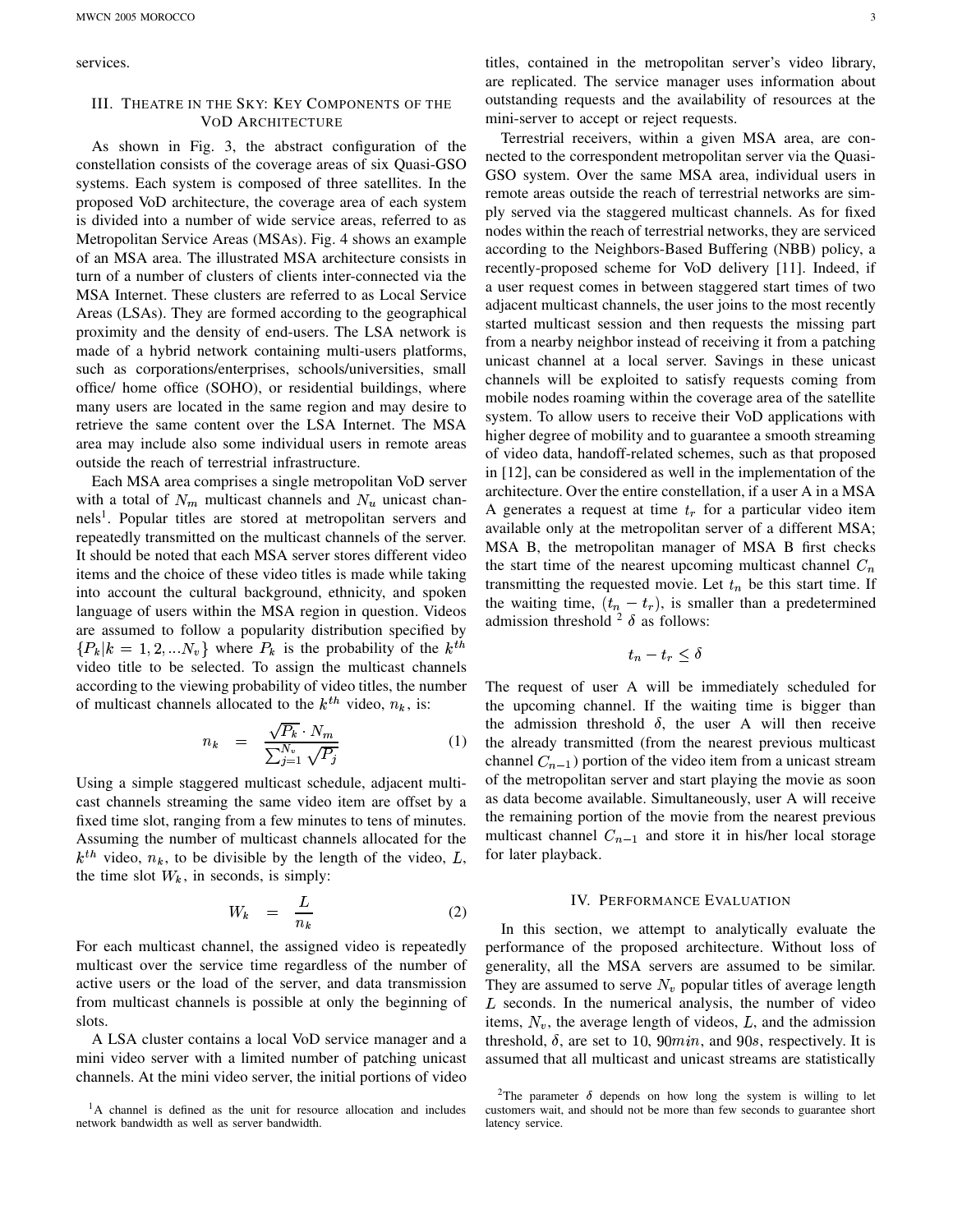services.

## III. Theatre in the Sky: Key Components of the VoD Architecture

As shown in Fig. 3, the abstract configuration of the constellation consists of the coverage areas of six Quasi-GSO systems. Each system is composed of three satellites. In the proposed VoD architecture, the coverage area of each system is divided into a number of wide service areas, referred to as Metropolitan Service Areas (MSAs). Fig. 4 shows an example of an MSA area. The illustrated MSA architecture consists in turn of a number of clusters of clients inter-connected via the MSA Internet. These clusters are referred to as Local Service Areas (LSAs). They are formed according to the geographical proximity and the density of end-users. The LSA network is made of a hybrid network containing multi-users platforms, such as corporations/enterprises, schools/universities, small office/ home office (SOHO), or residential buildings, where many users are located in the same region and may desire to retrieve the same content over the LSA Internet. The MSA area may include also some individual users in remote areas outside the reach of terrestrial infrastructure.

Each MSA area comprises a single metropolitan VoD server with a total of $N_m$ multicast channels and $N_u$ unicast channels[1]. Popular titles are stored at metropolitan servers and repeatedly transmitted on the multicast channels of the server. It should be noted that each MSA server stores different video items and the choice of these video titles is made while taking into account the cultural background, ethnicity, and spoken language of users within the MSA region in question. Videos are assumed to follow a popularity distribution specified by $\{P_k | k = 1, 2, ...N_v\}$ where $P_k$ is the probability of the $k^{th}$ video title to be selected. To assign the multicast channels according to the viewing probability of video titles, the number of multicast channels allocated to the $k^{th}$ video, $n_k$, is:

$$n_k = \frac{\sqrt{P_k} \cdot N_m}{\sum_{j=1}^{N_v} \sqrt{P_j}} \quad (1)$$

Using a simple staggered multicast schedule, adjacent multicast channels streaming the same video item are offset by a fixed time slot, ranging from a few minutes to tens of minutes. Assuming the number of multicast channels allocated for the $k^{th}$ video, $n_k$, to be divisible by the length of the video, $L$, the time slot $W_k$, in seconds, is simply:

$$W_k = \frac{L}{n_k} \quad (2)$$

For each multicast channel, the assigned video is repeatedly multicast over the service time regardless of the number of active users or the load of the server, and data transmission from multicast channels is possible at only the beginning of slots.

A LSA cluster contains a local VoD service manager and a mini video server with a limited number of patching unicast channels. At the mini video server, the initial portions of video titles, contained in the metropolitan server's video library, are replicated. The service manager uses information about outstanding requests and the availability of resources at the mini-server to accept or reject requests.

Terrestrial receivers, within a given MSA area, are connected to the correspondent metropolitan server via the Quasi-GSO system. Over the same MSA area, individual users in remote areas outside the reach of terrestrial networks are simply served via the staggered multicast channels. As for fixed nodes within the reach of terrestrial networks, they are serviced according to the Neighbors-Based Buffering (NBB) policy, a recently-proposed scheme for VoD delivery [11]. Indeed, if a user request comes in between staggered start times of two adjacent multicast channels, the user joins to the most recently started multicast session and then requests the missing part from a nearby neighbor instead of receiving it from a patching unicast channel at a local server. Savings in these unicast channels will be exploited to satisfy requests coming from mobile nodes roaming within the coverage area of the satellite system. To allow users to receive their VoD applications with higher degree of mobility and to guarantee a smooth streaming of video data, handoff-related schemes, such as that proposed in [12], can be considered as well in the implementation of the architecture. Over the entire constellation, if a user A in a MSA A generates a request at time $t_r$ for a particular video item available only at the metropolitan server of a different MSA; MSA B, the metropolitan manager of MSA B first checks the start time of the nearest upcoming multicast channel $C_n$ transmitting the requested movie. Let $t_n$ be this start time. If the waiting time, $(t_n - t_r)$, is smaller than a predetermined admission threshold [2] $\delta$ as follows:

$$t_n - t_r \leq \delta$$

The request of user A will be immediately scheduled for the upcoming channel. If the waiting time is bigger than the admission threshold $\delta$, the user A will then receive the already transmitted (from the nearest previous multicast channel $C_{n-1}$) portion of the video item from a unicast stream of the metropolitan server and start playing the movie as soon as data become available. Simultaneously, user A will receive the remaining portion of the movie from the nearest previous multicast channel $C_{n-1}$ and store it in his/her local storage for later playback.

## IV. Performance Evaluation

In this section, we attempt to analytically evaluate the performance of the proposed architecture. Without loss of generality, all the MSA servers are assumed to be similar. They are assumed to serve $N_v$ popular titles of average length $L$ seconds. In the numerical analysis, the number of video items, $N_v$, the average length of videos, $L$, and the admission threshold, $\delta$, are set to 10, $90min$, and $90s$, respectively. It is assumed that all multicast and unicast streams are statistically

[1] A channel is defined as the unit for resource allocation and includes network bandwidth as well as server bandwidth.

[2] The parameter $\delta$ depends on how long the system is willing to let customers wait, and should not be more than few seconds to guarantee short latency service.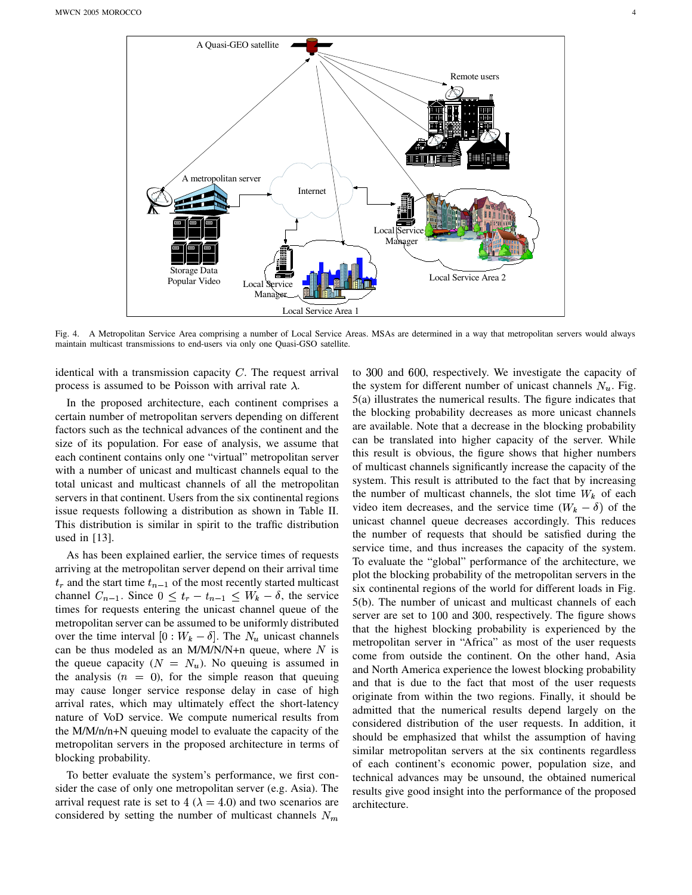Fig. 4. A Metropolitan Service Area comprising a number of Local Service Areas. MSAs are determined in a way that metropolitan servers would always maintain multicast transmissions to end-users via only one Quasi-GSO satellite.

identical with a transmission capacity $C$. The request arrival process is assumed to be Poisson with arrival rate $\lambda$.

In the proposed architecture, each continent comprises a certain number of metropolitan servers depending on different factors such as the technical advances of the continent and the size of its population. For ease of analysis, we assume that each continent contains only one "virtual" metropolitan server with a number of unicast and multicast channels equal to the total unicast and multicast channels of all the metropolitan servers in that continent. Users from the six continental regions issue requests following a distribution as shown in Table II. This distribution is similar in spirit to the traffic distribution used in [13].

As has been explained earlier, the service times of requests arriving at the metropolitan server depend on their arrival time $t_r$ and the start time $t_{n-1}$ of the most recently started multicast channel $C_{n-1}$. Since $0 \leq t_r - t_{n-1} \leq W_k - \delta$, the service times for requests entering the unicast channel queue of the metropolitan server can be assumed to be uniformly distributed over the time interval $[0 : W_k - \delta]$. The $N_u$ unicast channels can be thus modeled as an M/M/N/N+n queue, where $N$ is the queue capacity ($N = N_u$). No queuing is assumed in the analysis ($n = 0$), for the simple reason that queuing may cause longer service response delay in case of high arrival rates, which may ultimately effect the short-latency nature of VoD service. We compute numerical results from the M/M/n/n+N queuing model to evaluate the capacity of the metropolitan servers in the proposed architecture in terms of blocking probability.

To better evaluate the system's performance, we first consider the case of only one metropolitan server (e.g. Asia). The arrival request rate is set to 4 ($\lambda = 4.0$) and two scenarios are considered by setting the number of multicast channels $N_m$ to 300 and 600, respectively. We investigate the capacity of the system for different number of unicast channels $N_u$. Fig. 5(a) illustrates the numerical results. The figure indicates that the blocking probability decreases as more unicast channels are available. Note that a decrease in the blocking probability can be translated into higher capacity of the server. While this result is obvious, the figure shows that higher numbers of multicast channels significantly increase the capacity of the system. This result is attributed to the fact that by increasing the number of multicast channels, the slot time $W_k$ of each video item decreases, and the service time $(W_k - \delta)$ of the unicast channel queue decreases accordingly. This reduces the number of requests that should be satisfied during the service time, and thus increases the capacity of the system. To evaluate the "global" performance of the architecture, we plot the blocking probability of the metropolitan servers in the six continental regions of the world for different loads in Fig. 5(b). The number of unicast and multicast channels of each server are set to 100 and 300, respectively. The figure shows that the highest blocking probability is experienced by the metropolitan server in "Africa" as most of the user requests come from outside the continent. On the other hand, Asia and North America experience the lowest blocking probability and that is due to the fact that most of the user requests originate from within the two regions. Finally, it should be admitted that the numerical results depend largely on the considered distribution of the user requests. In addition, it should be emphasized that whilst the assumption of having similar metropolitan servers at the six continents regardless of each continent's economic power, population size, and technical advances may be unsound, the obtained numerical results give good insight into the performance of the proposed architecture.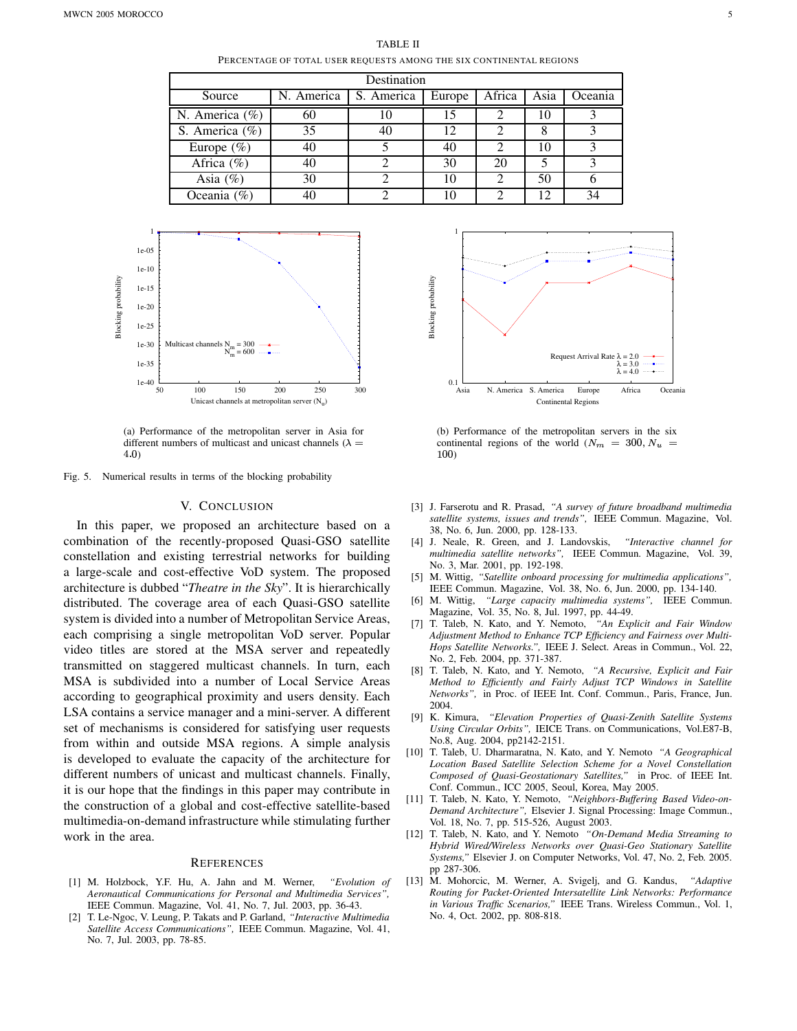TABLE II

PERCENTAGE OF TOTAL USER REQUESTS AMONG THE SIX CONTINENTAL REGIONS

| | Destination | | | | | |
|---|---|---|---|---|---|---|
| Source | N. America | S. America | Europe | Africa | Asia | Oceania |
| N. America (%) | 60 | 10 | 15 | 2 | 10 | 3 |
| S. America (%) | 35 | 40 | 12 | 2 | 8 | 3 |
| Europe (%) | 40 | 5 | 40 | 2 | 10 | 3 |
| Africa (%) | 40 | 2 | 30 | 20 | 5 | 3 |
| Asia (%) | 30 | 2 | 10 | 2 | 50 | 6 |
| Oceania (%) | 40 | 2 | 10 | 2 | 12 | 34 |

Blocking probability

1
1e-05
1e-10
1e-15
1e-20
1e-25
1e-30
1e-35
1e-40

50 100 150 200 250 300

Unicast channels at metropolitan server ($N_u$)

Multicast channels $N_m$ = 300
$N_m$ = 600

(a) Performance of the metropolitan server in Asia for different numbers of multicast and unicast channels ($\lambda = 4.0$)

Blocking probability

1
0.1

Asia N. America S. America Europe Africa Oceania

Continental Regions

Request Arrival Rate $\lambda = 2.0$
$\lambda = 3.0$
$\lambda = 4.0$

(b) Performance of the metropolitan servers in the six continental regions of the world ($N_m = 300, N_u = 100$)

Fig. 5. Numerical results in terms of the blocking probability

## V. CONCLUSION

In this paper, we proposed an architecture based on a combination of the recently-proposed Quasi-GSO satellite constellation and existing terrestrial networks for building a large-scale and cost-effective VoD system. The proposed architecture is dubbed "*Theatre in the Sky*". It is hierarchically distributed. The coverage area of each Quasi-GSO satellite system is divided into a number of Metropolitan Service Areas, each comprising a single metropolitan VoD server. Popular video titles are stored at the MSA server and repeatedly transmitted on staggered multicast channels. In turn, each MSA is subdivided into a number of Local Service Areas according to geographical proximity and users density. Each LSA contains a service manager and a mini-server. A different set of mechanisms is considered for satisfying user requests from within and outside MSA regions. A simple analysis is developed to evaluate the capacity of the architecture for different numbers of unicast and multicast channels. Finally, it is our hope that the findings in this paper may contribute in the construction of a global and cost-effective satellite-based multimedia-on-demand infrastructure while stimulating further work in the area.

## REFERENCES

[1] M. Holzbock, Y.F. Hu, A. Jahn and M. Werner, *"Evolution of Aeronautical Communications for Personal and Multimedia Services",* IEEE Commun. Magazine, Vol. 41, No. 7, Jul. 2003, pp. 36-43.

[2] T. Le-Ngoc, V. Leung, P. Takats and P. Garland, *"Interactive Multimedia Satellite Access Communications",* IEEE Commun. Magazine, Vol. 41, No. 7, Jul. 2003, pp. 78-85.

[3] J. Farserotu and R. Prasad, *"A survey of future broadband multimedia satellite systems, issues and trends",* IEEE Commun. Magazine, Vol. 38, No. 6, Jun. 2000, pp. 128-133.

[4] J. Neale, R. Green, and J. Landovskis, *"Interactive channel for multimedia satellite networks",* IEEE Commun. Magazine, Vol. 39, No. 3, Mar. 2001, pp. 192-198.

[5] M. Wittig, *"Satellite onboard processing for multimedia applications",* IEEE Commun. Magazine, Vol. 38, No. 6, Jun. 2000, pp. 134-140.

[6] M. Wittig, *"Large capacity multimedia systems",* IEEE Commun. Magazine, Vol. 35, No. 8, Jul. 1997, pp. 44-49.

[7] T. Taleb, N. Kato, and Y. Nemoto, *"An Explicit and Fair Window Adjustment Method to Enhance TCP Efficiency and Fairness over Multi-Hops Satellite Networks.",* IEEE J. Select. Areas in Commun., Vol. 22, No. 2, Feb. 2004, pp. 371-387.

[8] T. Taleb, N. Kato, and Y. Nemoto, *"A Recursive, Explicit and Fair Method to Efficiently and Fairly Adjust TCP Windows in Satellite Networks",* in Proc. of IEEE Int. Conf. Commun., Paris, France, Jun. 2004.

[9] K. Kimura, *"Elevation Properties of Quasi-Zenith Satellite Systems Using Circular Orbits",* IEICE Trans. on Communications, Vol.E87-B, No.8, Aug. 2004, pp2142-2151.

[10] T. Taleb, U. Dharmaratna, N. Kato, and Y. Nemoto *"A Geographical Location Based Satellite Selection Scheme for a Novel Constellation Composed of Quasi-Geostationary Satellites,"* in Proc. of IEEE Int. Conf. Commun., ICC 2005, Seoul, Korea, May 2005.

[11] T. Taleb, N. Kato, Y. Nemoto, *"Neighbors-Buffering Based Video-on-Demand Architecture",* Elsevier J. Signal Processing: Image Commun., Vol. 18, No. 7, pp. 515-526, August 2003.

[12] T. Taleb, N. Kato, and Y. Nemoto *"On-Demand Media Streaming to Hybrid Wired/Wireless Networks over Quasi-Geo Stationary Satellite Systems,"* Elsevier J. on Computer Networks, Vol. 47, No. 2, Feb. 2005. pp 287-306.

[13] M. Mohorcic, M. Werner, A. Svigelj, and G. Kandus, *"Adaptive Routing for Packet-Oriented Intersatellite Link Networks: Performance in Various Traffic Scenarios,"* IEEE Trans. Wireless Commun., Vol. 1, No. 4, Oct. 2002, pp. 808-818.